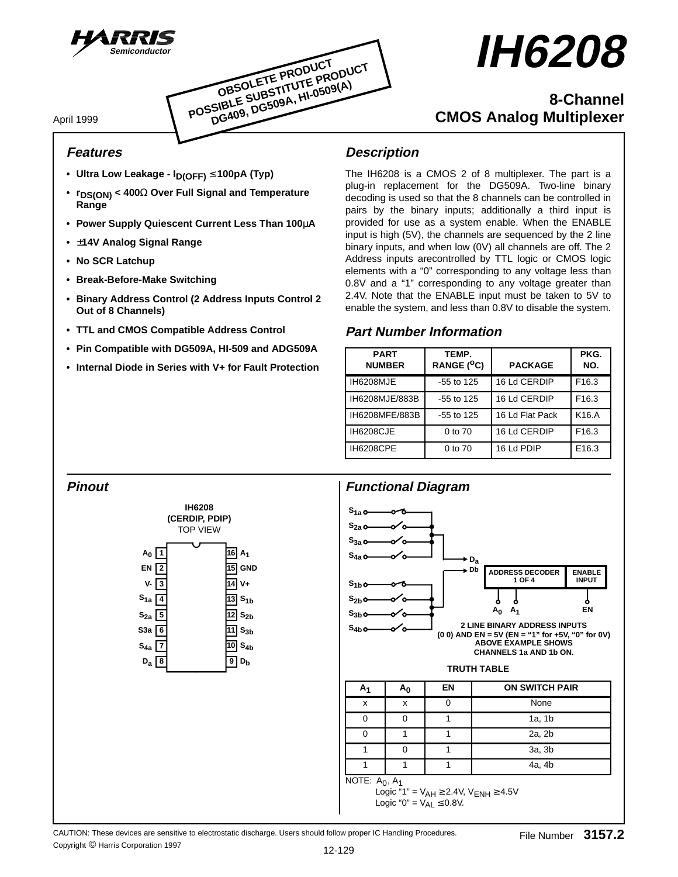# IH6208

**OBSOLETE PRODUCT**
**POSSIBLE SUBSTITUTE PRODUCT**
**DG409, DG509A, HI-0509(A)**

## 8-Channel CMOS Analog Multiplexer

April 1999

### Features

- **Ultra Low Leakage - $I_{D(OFF)} \leq 100pA$ (Typ)**
- **$r_{DS(ON)} < 400\Omega$ Over Full Signal and Temperature Range**
- **Power Supply Quiescent Current Less Than 100μA**
- **±14V Analog Signal Range**
- **No SCR Latchup**
- **Break-Before-Make Switching**
- **Binary Address Control (2 Address Inputs Control 2 Out of 8 Channels)**
- **TTL and CMOS Compatible Address Control**
- **Pin Compatible with DG509A, HI-509 and ADG509A**
- **Internal Diode in Series with V+ for Fault Protection**

### Description

The IH6208 is a CMOS 2 of 8 multiplexer. The part is a plug-in replacement for the DG509A. Two-line binary decoding is used so that the 8 channels can be controlled in pairs by the binary inputs; additionally a third input is provided for use as a system enable. When the ENABLE input is high (5V), the channels are sequenced by the 2 line binary inputs, and when low (0V) all channels are off. The 2 Address inputs arecontrolled by TTL logic or CMOS logic elements with a "0" corresponding to any voltage less than 0.8V and a "1" corresponding to any voltage greater than 2.4V. Note that the ENABLE input must be taken to 5V to enable the system, and less than 0.8V to disable the system.

### Part Number Information

| PART NUMBER | TEMP. RANGE (°C) | PACKAGE | PKG. NO. |
|---|---|---|---|
| IH6208MJE | -55 to 125 | 16 Ld CERDIP | F16.3 |
| IH6208MJE/883B | -55 to 125 | 16 Ld CERDIP | F16.3 |
| IH6208MFE/883B | -55 to 125 | 16 Ld Flat Pack | K16.A |
| IH6208CJE | 0 to 70 | 16 Ld CERDIP | F16.3 |
| IH6208CPE | 0 to 70 | 16 Ld PDIP | E16.3 |

### Pinout

**IH6208 (CERDIP, PDIP)**
TOP VIEW

| Pin | Name | Pin | Name |
|---|---|---|---|
| 1 | $A_0$ | 16 | $A_1$ |
| 2 | EN | 15 | GND |
| 3 | V- | 14 | V+ |
| 4 | $S_{1a}$ | 13 | $S_{1b}$ |
| 5 | $S_{2a}$ | 12 | $S_{2b}$ |
| 6 | S3a | 11 | $S_{3b}$ |
| 7 | $S_{4a}$ | 10 | $S_{4b}$ |
| 8 | $D_a$ | 9 | $D_b$ |

### Functional Diagram

ADDRESS DECODER 1 OF 4 — ENABLE INPUT

2 LINE BINARY ADDRESS INPUTS (0 0) AND EN = 5V (EN = "1" for +5V, "0" for 0V) ABOVE EXAMPLE SHOWS CHANNELS 1a AND 1b ON.

**TRUTH TABLE**

| $A_1$ | $A_0$ | EN | ON SWITCH PAIR |
|---|---|---|---|
| x | x | 0 | None |
| 0 | 0 | 1 | 1a, 1b |
| 0 | 1 | 1 | 2a, 2b |
| 1 | 0 | 1 | 3a, 3b |
| 1 | 1 | 1 | 4a, 4b |

NOTE: $A_0$, $A_1$
Logic "1" = $V_{AH} \geq 2.4V$, $V_{ENH} \geq 4.5V$
Logic "0" = $V_{AL} \leq 0.8V$.

CAUTION: These devices are sensitive to electrostatic discharge. Users should follow proper IC Handling Procedures.
Copyright © Harris Corporation 1997

File Number 3157.2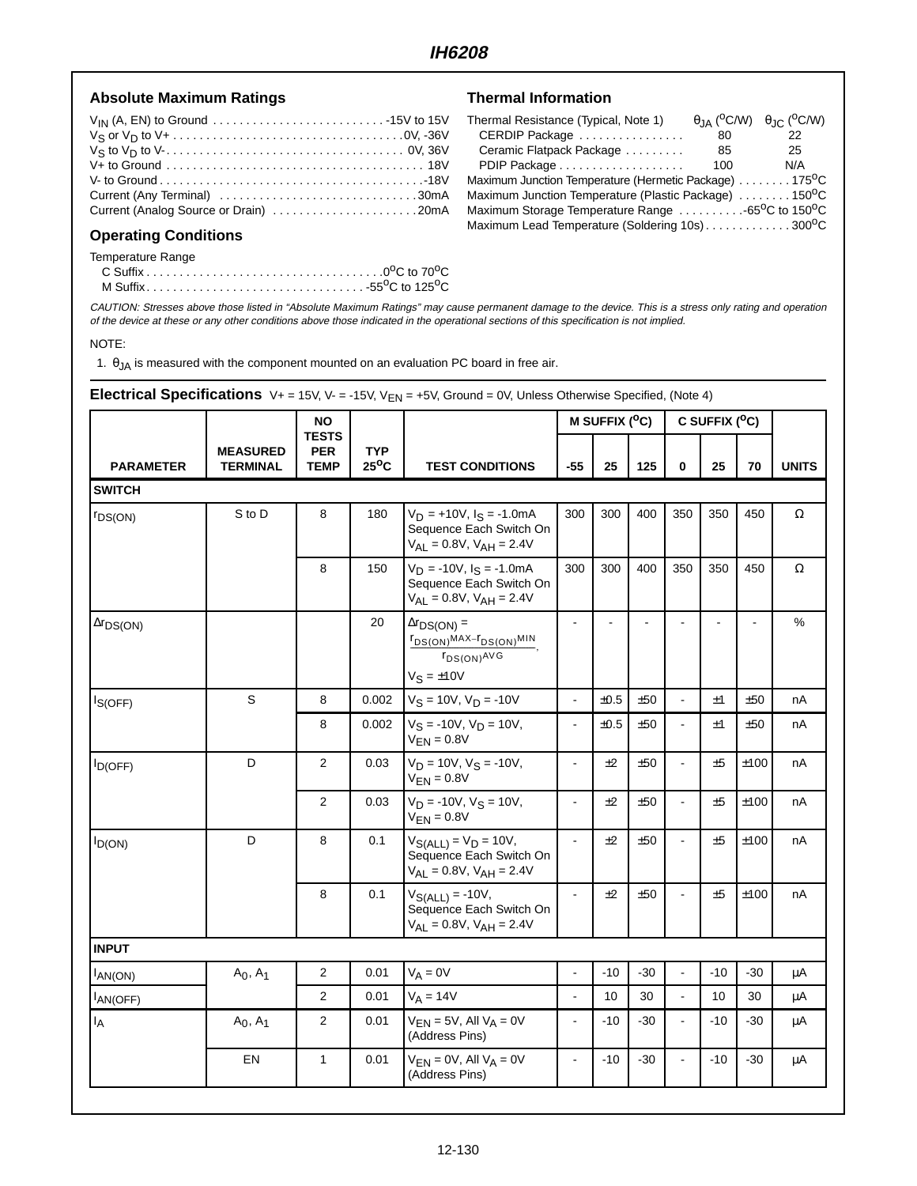## Absolute Maximum Ratings

$V_{IN}$ (A, EN) to Ground . . . . . . . . . . . . . . . . . . . . . . . . . . -15V to 15V
$V_S$ or $V_D$ to V+ . . . . . . . . . . . . . . . . . . . . . . . . . . . . . . . . . . . 0V, -36V
$V_S$ to $V_D$ to V- . . . . . . . . . . . . . . . . . . . . . . . . . . . . . . . . . . . . 0V, 36V
V+ to Ground . . . . . . . . . . . . . . . . . . . . . . . . . . . . . . . . . . . . . . . 18V
V- to Ground . . . . . . . . . . . . . . . . . . . . . . . . . . . . . . . . . . . . . . . . -18V
Current (Any Terminal) . . . . . . . . . . . . . . . . . . . . . . . . . . . . . . 30mA
Current (Analog Source or Drain) . . . . . . . . . . . . . . . . . . . . . . 20mA

## Operating Conditions

Temperature Range
- C Suffix . . . . . . . . . . . . . . . . . . . . . . . . . . . . . . . . . . . . 0°C to 70°C
- M Suffix . . . . . . . . . . . . . . . . . . . . . . . . . . . . . . . . . -55°C to 125°C

## Thermal Information

| Thermal Resistance (Typical, Note 1) | $\theta_{JA}$ (°C/W) | $\theta_{JC}$ (°C/W) |
|---|---|---|
| CERDIP Package | 80 | 22 |
| Ceramic Flatpack Package | 85 | 25 |
| PDIP Package | 100 | N/A |

Maximum Junction Temperature (Hermetic Package) . . . . . . . . 175°C
Maximum Junction Temperature (Plastic Package) . . . . . . . . 150°C
Maximum Storage Temperature Range . . . . . . . . . . -65°C to 150°C
Maximum Lead Temperature (Soldering 10s) . . . . . . . . . . . . . 300°C

*CAUTION: Stresses above those listed in "Absolute Maximum Ratings" may cause permanent damage to the device. This is a stress only rating and operation of the device at these or any other conditions above those indicated in the operational sections of this specification is not implied.*

NOTE:

1. $\theta_{JA}$ is measured with the component mounted on an evaluation PC board in free air.

## Electrical Specifications

V+ = 15V, V- = -15V, $V_{EN}$ = +5V, Ground = 0V, Unless Otherwise Specified, (Note 4)

| PARAMETER | MEASURED TERMINAL | NO TESTS PER TEMP | TYP 25°C | TEST CONDITIONS | M SUFFIX (°C) -55 | M SUFFIX (°C) 25 | M SUFFIX (°C) 125 | C SUFFIX (°C) 0 | C SUFFIX (°C) 25 | C SUFFIX (°C) 70 | UNITS |
|---|---|---|---|---|---|---|---|---|---|---|---|
| **SWITCH** | | | | | | | | | | | |
| $r_{DS(ON)}$ | S to D | 8 | 180 | $V_D$ = +10V, $I_S$ = -1.0mA Sequence Each Switch On $V_{AL}$ = 0.8V, $V_{AH}$ = 2.4V | 300 | 300 | 400 | 350 | 350 | 450 | Ω |
| | | 8 | 150 | $V_D$ = -10V, $I_S$ = -1.0mA Sequence Each Switch On $V_{AL}$ = 0.8V, $V_{AH}$ = 2.4V | 300 | 300 | 400 | 350 | 350 | 450 | Ω |
| $\Delta r_{DS(ON)}$ | | | 20 | $\Delta r_{DS(ON)} = \frac{r_{DS(ON)MAX} - r_{DS(ON)MIN}}{r_{DS(ON)AVG}}$, $V_S$ = ±10V | - | - | - | - | - | - | % |
| $I_{S(OFF)}$ | S | 8 | 0.002 | $V_S$ = 10V, $V_D$ = -10V | - | ±0.5 | ±50 | - | ±1 | ±50 | nA |
| | | 8 | 0.002 | $V_S$ = -10V, $V_D$ = 10V, $V_{EN}$ = 0.8V | - | ±0.5 | ±50 | - | ±1 | ±50 | nA |
| $I_{D(OFF)}$ | D | 2 | 0.03 | $V_D$ = 10V, $V_S$ = -10V, $V_{EN}$ = 0.8V | - | ±2 | ±50 | - | ±5 | ±100 | nA |
| | | 2 | 0.03 | $V_D$ = -10V, $V_S$ = 10V, $V_{EN}$ = 0.8V | - | ±2 | ±50 | - | ±5 | ±100 | nA |
| $I_{D(ON)}$ | D | 8 | 0.1 | $V_{S(ALL)}$ = $V_D$ = 10V, Sequence Each Switch On $V_{AL}$ = 0.8V, $V_{AH}$ = 2.4V | - | ±2 | ±50 | - | ±5 | ±100 | nA |
| | | 8 | 0.1 | $V_{S(ALL)}$ = -10V, Sequence Each Switch On $V_{AL}$ = 0.8V, $V_{AH}$ = 2.4V | - | ±2 | ±50 | - | ±5 | ±100 | nA |
| **INPUT** | | | | | | | | | | | |
| $I_{AN(ON)}$ | $A_0$, $A_1$ | 2 | 0.01 | $V_A$ = 0V | - | -10 | -30 | - | -10 | -30 | μA |
| $I_{AN(OFF)}$ | | 2 | 0.01 | $V_A$ = 14V | - | 10 | 30 | - | 10 | 30 | μA |
| $I_A$ | $A_0$, $A_1$ | 2 | 0.01 | $V_{EN}$ = 5V, All $V_A$ = 0V (Address Pins) | - | -10 | -30 | - | -10 | -30 | μA |
| | EN | 1 | 0.01 | $V_{EN}$ = 0V, All $V_A$ = 0V (Address Pins) | - | -10 | -30 | - | -10 | -30 | μA |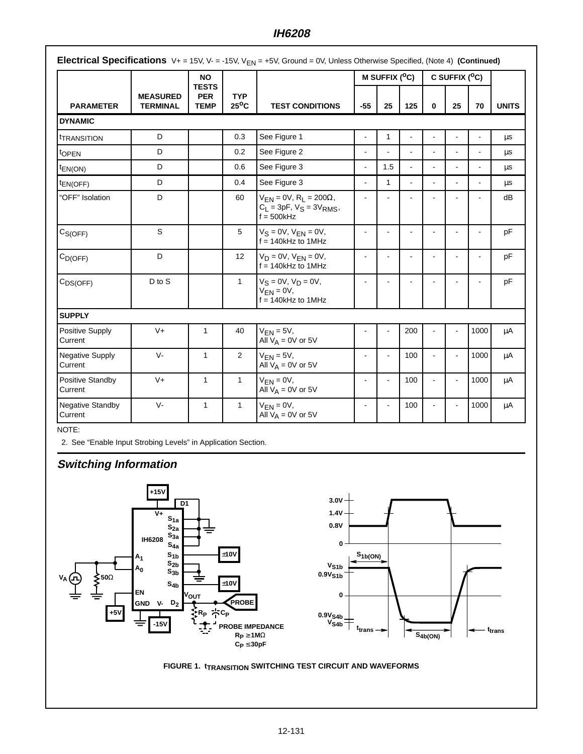## Electrical Specifications

V+ = 15V, V- = -15V, $V_{EN}$ = +5V, Ground = 0V, Unless Otherwise Specified, (Note 4) **(Continued)**

| PARAMETER | MEASURED TERMINAL | NO TESTS PER TEMP | TYP 25°C | TEST CONDITIONS | M SUFFIX (°C) -55 | 25 | 125 | C SUFFIX (°C) 0 | 25 | 70 | UNITS |
|---|---|---|---|---|---|---|---|---|---|---|---|
| **DYNAMIC** | | | | | | | | | | | |
| $t_{TRANSITION}$ | D | | 0.3 | See Figure 1 | - | 1 | - | - | - | - | µs |
| $t_{OPEN}$ | D | | 0.2 | See Figure 2 | - | - | - | - | - | - | µs |
| $t_{EN(ON)}$ | D | | 0.6 | See Figure 3 | - | 1.5 | - | - | - | - | µs |
| $t_{EN(OFF)}$ | D | | 0.4 | See Figure 3 | - | 1 | - | - | - | - | µs |
| "OFF" Isolation | D | | 60 | $V_{EN}$ = 0V, $R_L$ = 200Ω, $C_L$ = 3pF, $V_S$ = 3$V_{RMS}$, f = 500kHz | - | - | - | - | - | - | dB |
| $C_{S(OFF)}$ | S | | 5 | $V_S$ = 0V, $V_{EN}$ = 0V, f = 140kHz to 1MHz | - | - | - | - | - | - | pF |
| $C_{D(OFF)}$ | D | | 12 | $V_D$ = 0V, $V_{EN}$ = 0V, f = 140kHz to 1MHz | - | - | - | - | - | - | pF |
| $C_{DS(OFF)}$ | D to S | | 1 | $V_S$ = 0V, $V_D$ = 0V, $V_{EN}$ = 0V, f = 140kHz to 1MHz | - | - | - | - | - | - | pF |
| **SUPPLY** | | | | | | | | | | | |
| Positive Supply Current | V+ | 1 | 40 | $V_{EN}$ = 5V, All $V_A$ = 0V or 5V | - | - | 200 | - | - | 1000 | µA |
| Negative Supply Current | V- | 1 | 2 | $V_{EN}$ = 5V, All $V_A$ = 0V or 5V | - | - | 100 | - | - | 1000 | µA |
| Positive Standby Current | V+ | 1 | 1 | $V_{EN}$ = 0V, All $V_A$ = 0V or 5V | - | - | 100 | - | - | 1000 | µA |
| Negative Standby Current | V- | 1 | 1 | $V_{EN}$ = 0V, All $V_A$ = 0V or 5V | - | - | 100 | - | - | 1000 | µA |

NOTE:

2. See "Enable Input Strobing Levels" in Application Section.

## *Switching Information*

FIGURE 1. $t_{TRANSITION}$ SWITCHING TEST CIRCUIT AND WAVEFORMS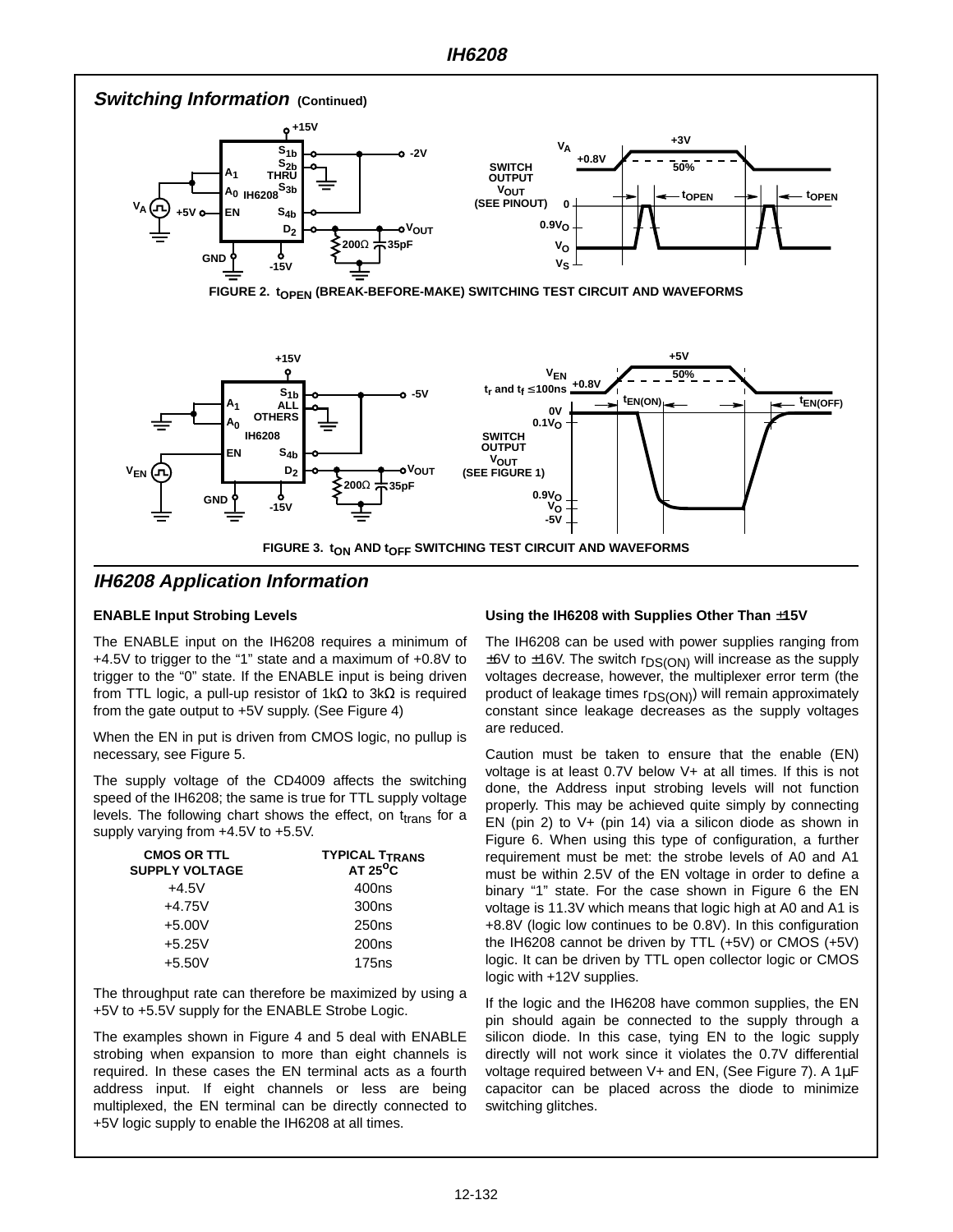## Switching Information (Continued)

FIGURE 2. $t_{OPEN}$ (BREAK-BEFORE-MAKE) SWITCHING TEST CIRCUIT AND WAVEFORMS

FIGURE 3. $t_{ON}$ AND $t_{OFF}$ SWITCHING TEST CIRCUIT AND WAVEFORMS

## IH6208 Application Information

### ENABLE Input Strobing Levels

The ENABLE input on the IH6208 requires a minimum of +4.5V to trigger to the "1" state and a maximum of +0.8V to trigger to the "0" state. If the ENABLE input is being driven from TTL logic, a pull-up resistor of 1kΩ to 3kΩ is required from the gate output to +5V supply. (See Figure 4)

When the EN in put is driven from CMOS logic, no pullup is necessary, see Figure 5.

The supply voltage of the CD4009 affects the switching speed of the IH6208; the same is true for TTL supply voltage levels. The following chart shows the effect, on $t_{trans}$ for a supply varying from +4.5V to +5.5V.

| CMOS OR TTL SUPPLY VOLTAGE | TYPICAL $T_{TRANS}$ AT 25°C |
|---|---|
| +4.5V | 400ns |
| +4.75V | 300ns |
| +5.00V | 250ns |
| +5.25V | 200ns |
| +5.50V | 175ns |

The throughput rate can therefore be maximized by using a +5V to +5.5V supply for the ENABLE Strobe Logic.

The examples shown in Figure 4 and 5 deal with ENABLE strobing when expansion to more than eight channels is required. In these cases the EN terminal acts as a fourth address input. If eight channels or less are being multiplexed, the EN terminal can be directly connected to +5V logic supply to enable the IH6208 at all times.

### Using the IH6208 with Supplies Other Than ±15V

The IH6208 can be used with power supplies ranging from ±6V to ±16V. The switch $r_{DS(ON)}$ will increase as the supply voltages decrease, however, the multiplexer error term (the product of leakage times $r_{DS(ON)}$) will remain approximately constant since leakage decreases as the supply voltages are reduced.

Caution must be taken to ensure that the enable (EN) voltage is at least 0.7V below V+ at all times. If this is not done, the Address input strobing levels will not function properly. This may be achieved quite simply by connecting EN (pin 2) to V+ (pin 14) via a silicon diode as shown in Figure 6. When using this type of configuration, a further requirement must be met: the strobe levels of A0 and A1 must be within 2.5V of the EN voltage in order to define a binary "1" state. For the case shown in Figure 6 the EN voltage is 11.3V which means that logic high at A0 and A1 is +8.8V (logic low continues to be 0.8V). In this configuration the IH6208 cannot be driven by TTL (+5V) or CMOS (+5V) logic. It can be driven by TTL open collector logic or CMOS logic with +12V supplies.

If the logic and the IH6208 have common supplies, the EN pin should again be connected to the supply through a silicon diode. In this case, tying EN to the logic supply directly will not work since it violates the 0.7V differential voltage required between V+ and EN, (See Figure 7). A 1µF capacitor can be placed across the diode to minimize switching glitches.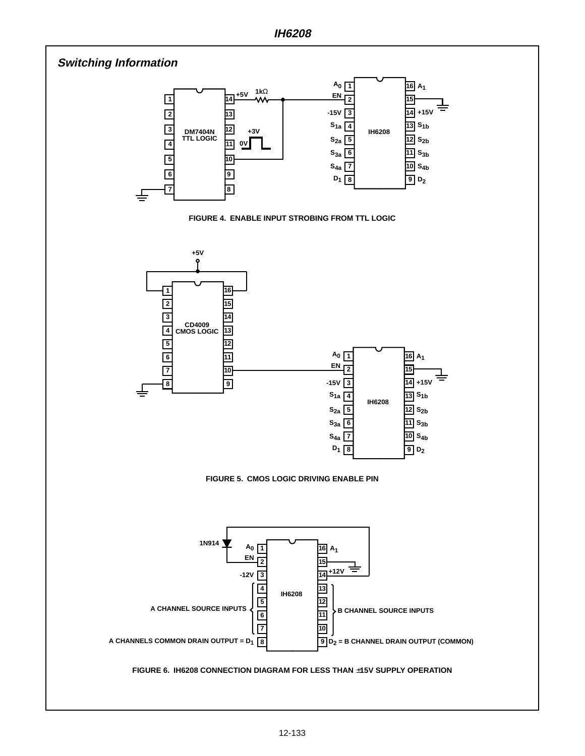## Switching Information

FIGURE 4. ENABLE INPUT STROBING FROM TTL LOGIC

FIGURE 5. CMOS LOGIC DRIVING ENABLE PIN

FIGURE 6. IH6208 CONNECTION DIAGRAM FOR LESS THAN ±15V SUPPLY OPERATION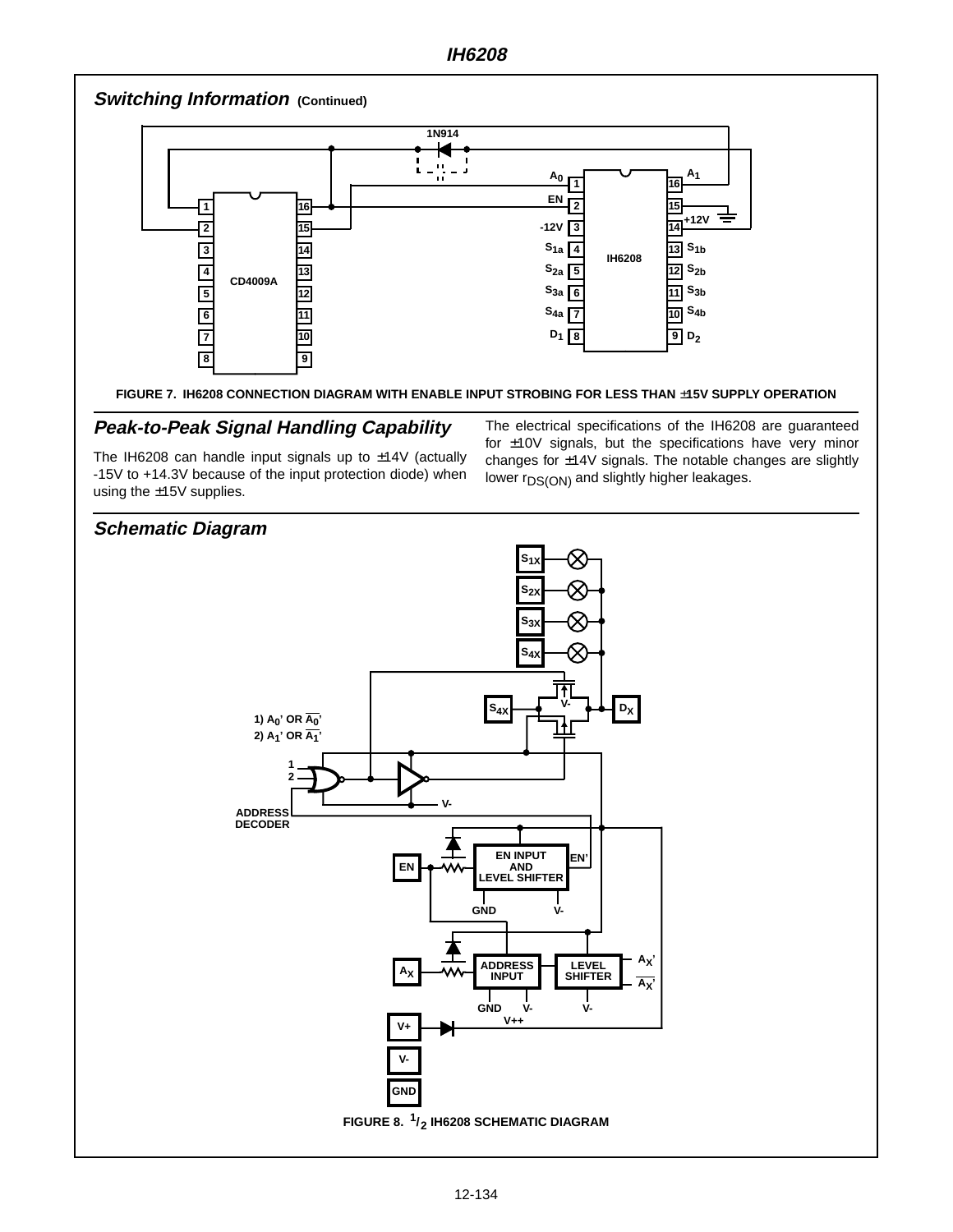## Switching Information (Continued)

FIGURE 7. IH6208 CONNECTION DIAGRAM WITH ENABLE INPUT STROBING FOR LESS THAN ±15V SUPPLY OPERATION

## Peak-to-Peak Signal Handling Capability

The IH6208 can handle input signals up to ±14V (actually -15V to +14.3V because of the input protection diode) when using the ±15V supplies.

The electrical specifications of the IH6208 are guaranteed for ±10V signals, but the specifications have very minor changes for ±14V signals. The notable changes are slightly lower $r_{DS(ON)}$ and slightly higher leakages.

## Schematic Diagram

FIGURE 8. 1/2 IH6208 SCHEMATIC DIAGRAM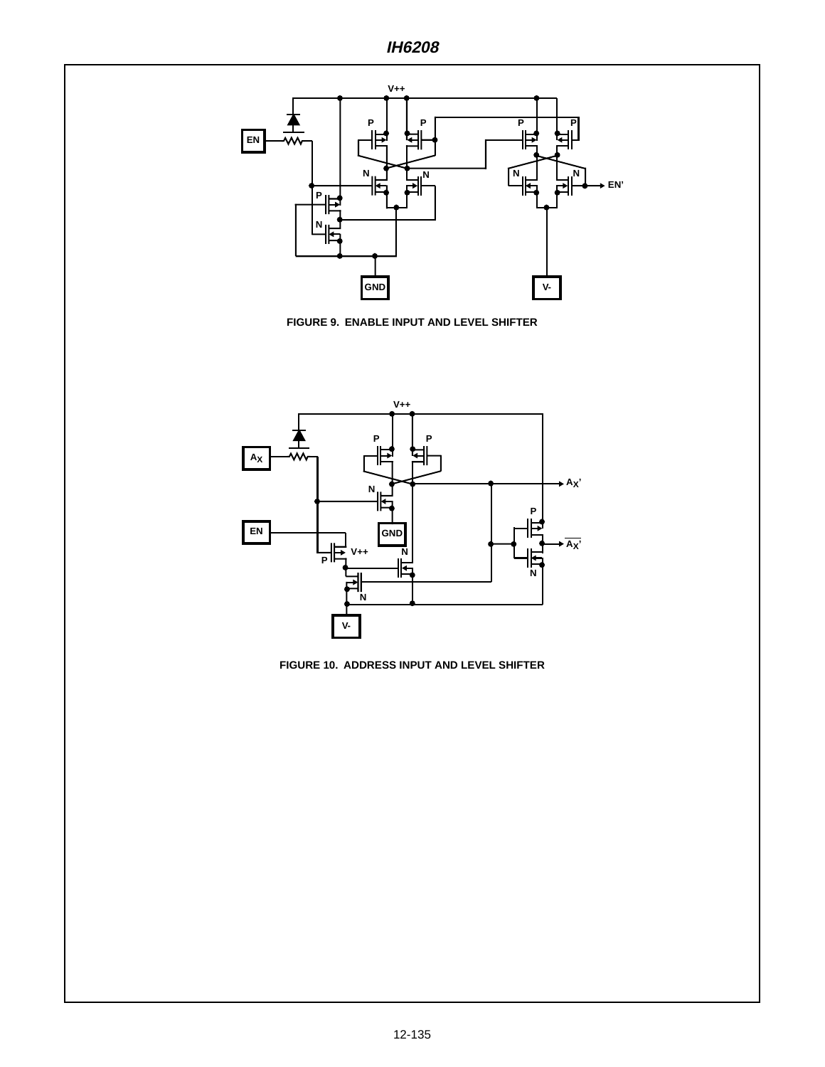V++

P P P P

EN

N N N N

EN'

P

N

GND

V-

FIGURE 9. ENABLE INPUT AND LEVEL SHIFTER

V++

P P

$A_X$

$A_X'$

N

P

EN

GND

$\overline{A_X'}$

V++

N

P

N

N

V-

FIGURE 10. ADDRESS INPUT AND LEVEL SHIFTER